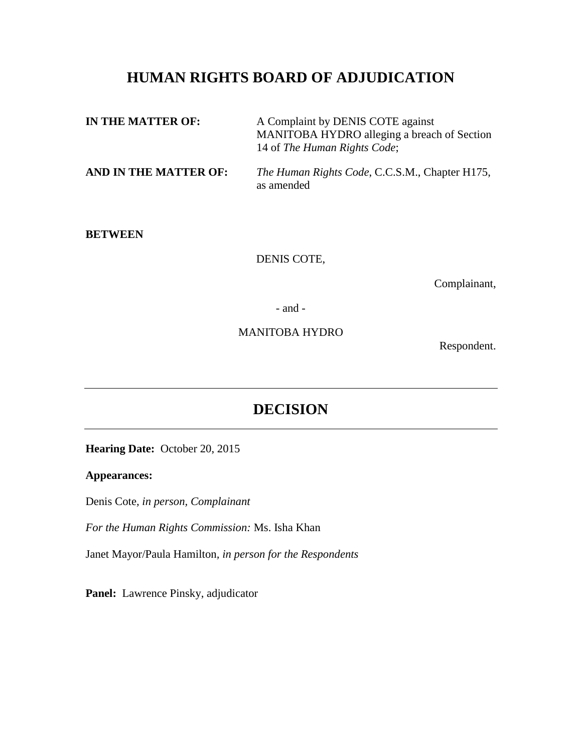# HUMAN RIGHTS BOARD OF ADJUDICATION

**IN THE MATTER OF:** A Complaint by DENIS COTE against MANITOBA HYDRO alleging a breach of Section 14 of *The Human Rights Code*;

**AND IN THE MATTER OF:** *The Human Rights Code*, C.C.S.M., Chapter H175, as amended

**BETWEEN**

DENIS COTE,

Complainant,

- and -

MANITOBA HYDRO

Respondent.

---

## DECISION

---

**Hearing Date:** October 20, 2015

**Appearances:**

Denis Cote, *in person, Complainant*

*For the Human Rights Commission:* Ms. Isha Khan

Janet Mayor/Paula Hamilton, *in person for the Respondents*

**Panel:** Lawrence Pinsky, adjudicator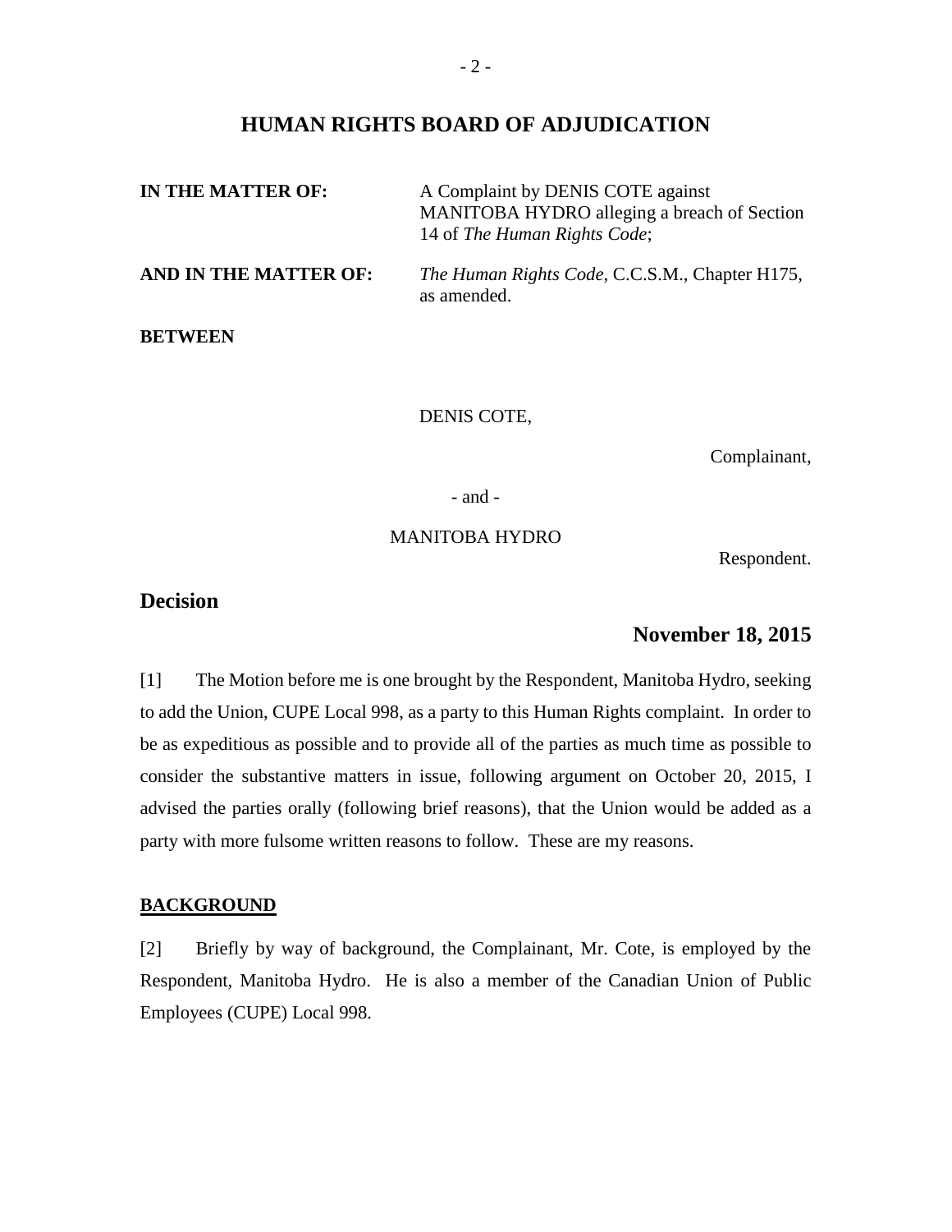## HUMAN RIGHTS BOARD OF ADJUDICATION

| | |
|---|---|
| **IN THE MATTER OF:** | A Complaint by DENIS COTE against MANITOBA HYDRO alleging a breach of Section 14 of *The Human Rights Code*; |
| **AND IN THE MATTER OF:** | *The Human Rights Code*, C.C.S.M., Chapter H175, as amended. |

**BETWEEN**

DENIS COTE,

Complainant,

- and -

MANITOBA HYDRO

Respondent.

## Decision

**November 18, 2015**

[1] The Motion before me is one brought by the Respondent, Manitoba Hydro, seeking to add the Union, CUPE Local 998, as a party to this Human Rights complaint. In order to be as expeditious as possible and to provide all of the parties as much time as possible to consider the substantive matters in issue, following argument on October 20, 2015, I advised the parties orally (following brief reasons), that the Union would be added as a party with more fulsome written reasons to follow. These are my reasons.

**BACKGROUND**

[2] Briefly by way of background, the Complainant, Mr. Cote, is employed by the Respondent, Manitoba Hydro. He is also a member of the Canadian Union of Public Employees (CUPE) Local 998.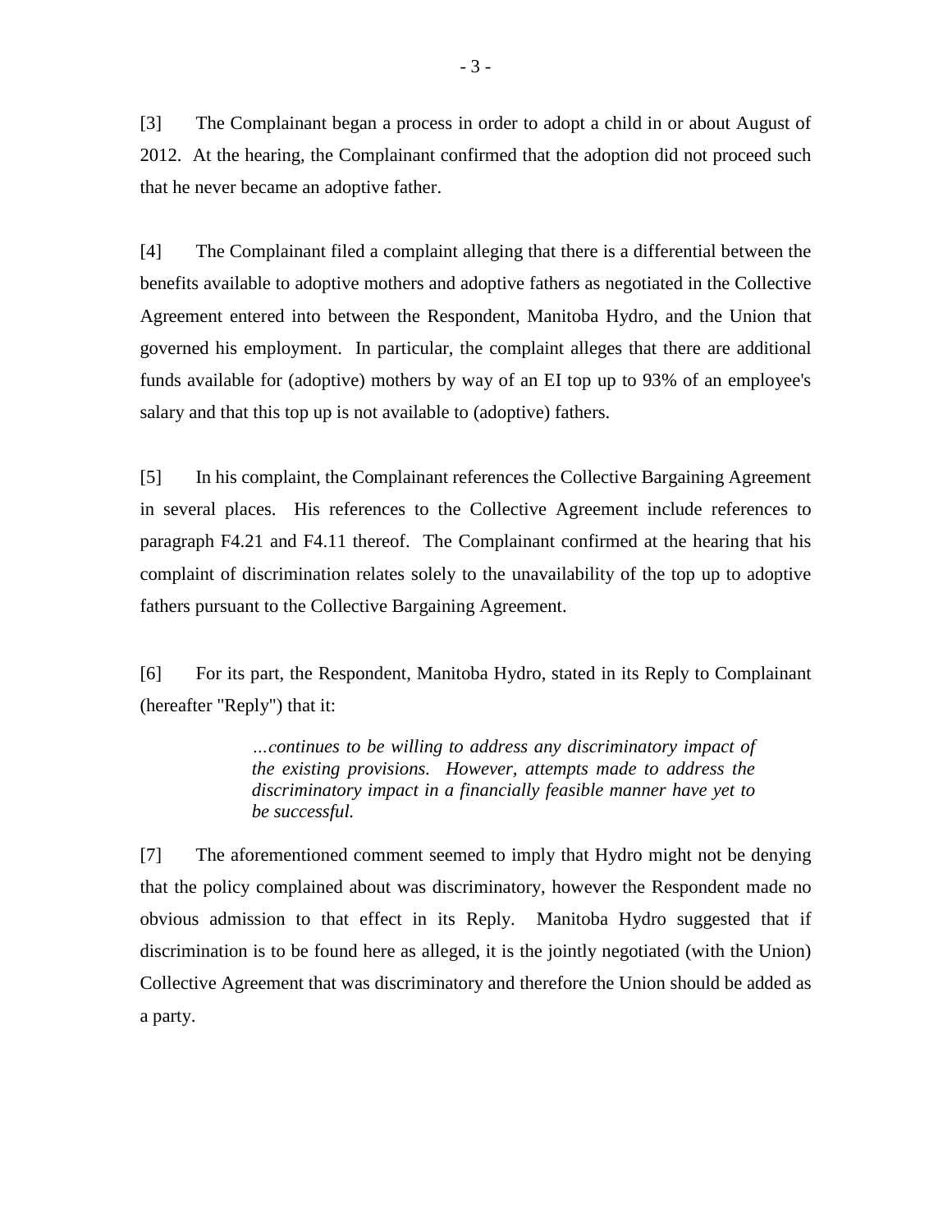[3] The Complainant began a process in order to adopt a child in or about August of 2012. At the hearing, the Complainant confirmed that the adoption did not proceed such that he never became an adoptive father.

[4] The Complainant filed a complaint alleging that there is a differential between the benefits available to adoptive mothers and adoptive fathers as negotiated in the Collective Agreement entered into between the Respondent, Manitoba Hydro, and the Union that governed his employment. In particular, the complaint alleges that there are additional funds available for (adoptive) mothers by way of an EI top up to 93% of an employee's salary and that this top up is not available to (adoptive) fathers.

[5] In his complaint, the Complainant references the Collective Bargaining Agreement in several places. His references to the Collective Agreement include references to paragraph F4.21 and F4.11 thereof. The Complainant confirmed at the hearing that his complaint of discrimination relates solely to the unavailability of the top up to adoptive fathers pursuant to the Collective Bargaining Agreement.

[6] For its part, the Respondent, Manitoba Hydro, stated in its Reply to Complainant (hereafter "Reply") that it:

> *…continues to be willing to address any discriminatory impact of the existing provisions. However, attempts made to address the discriminatory impact in a financially feasible manner have yet to be successful.*

[7] The aforementioned comment seemed to imply that Hydro might not be denying that the policy complained about was discriminatory, however the Respondent made no obvious admission to that effect in its Reply. Manitoba Hydro suggested that if discrimination is to be found here as alleged, it is the jointly negotiated (with the Union) Collective Agreement that was discriminatory and therefore the Union should be added as a party.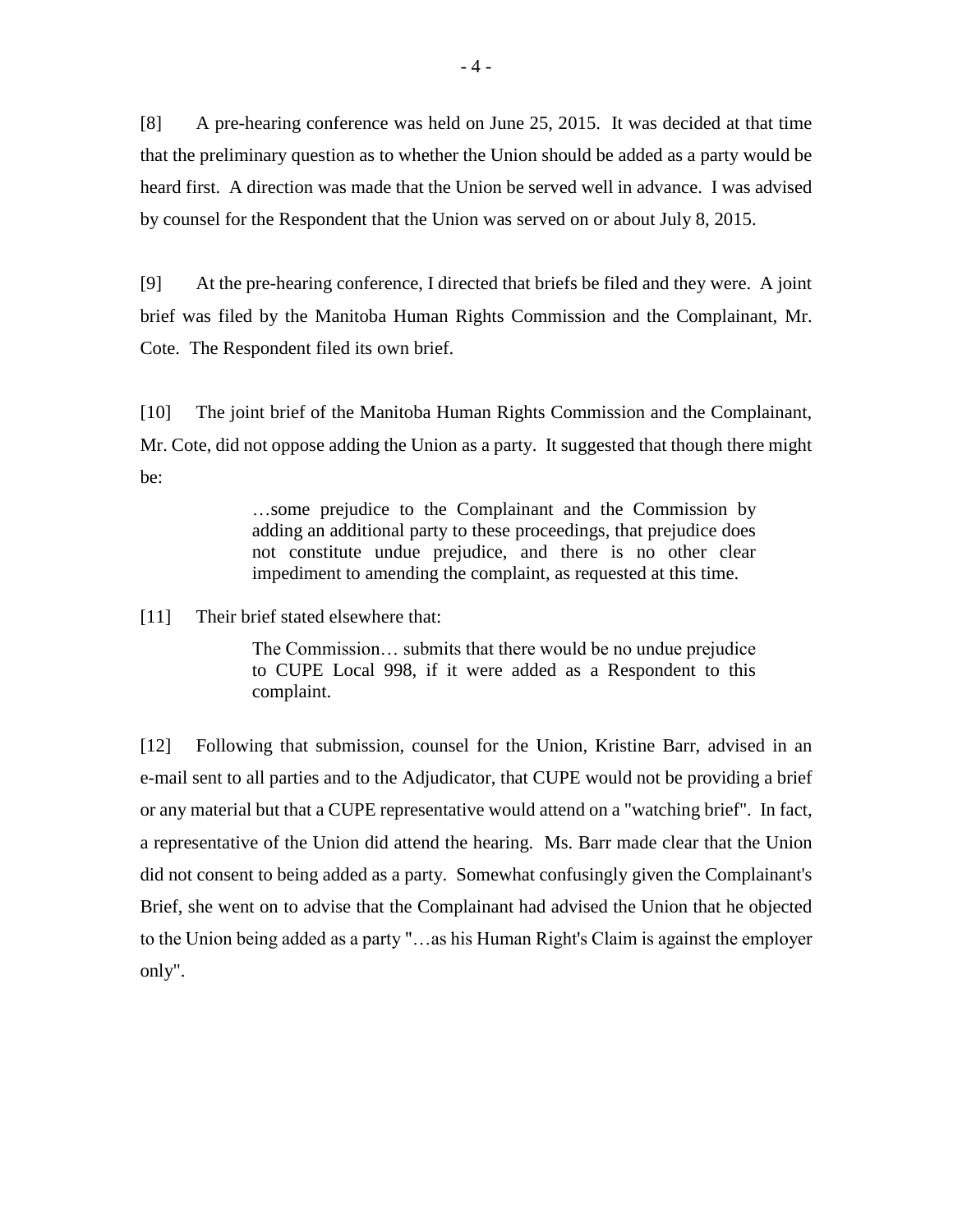[8] A pre-hearing conference was held on June 25, 2015. It was decided at that time that the preliminary question as to whether the Union should be added as a party would be heard first. A direction was made that the Union be served well in advance. I was advised by counsel for the Respondent that the Union was served on or about July 8, 2015.

[9] At the pre-hearing conference, I directed that briefs be filed and they were. A joint brief was filed by the Manitoba Human Rights Commission and the Complainant, Mr. Cote. The Respondent filed its own brief.

[10] The joint brief of the Manitoba Human Rights Commission and the Complainant, Mr. Cote, did not oppose adding the Union as a party. It suggested that though there might be:

> …some prejudice to the Complainant and the Commission by adding an additional party to these proceedings, that prejudice does not constitute undue prejudice, and there is no other clear impediment to amending the complaint, as requested at this time.

[11] Their brief stated elsewhere that:

> The Commission… submits that there would be no undue prejudice to CUPE Local 998, if it were added as a Respondent to this complaint.

[12] Following that submission, counsel for the Union, Kristine Barr, advised in an e-mail sent to all parties and to the Adjudicator, that CUPE would not be providing a brief or any material but that a CUPE representative would attend on a "watching brief". In fact, a representative of the Union did attend the hearing. Ms. Barr made clear that the Union did not consent to being added as a party. Somewhat confusingly given the Complainant's Brief, she went on to advise that the Complainant had advised the Union that he objected to the Union being added as a party "…as his Human Right's Claim is against the employer only".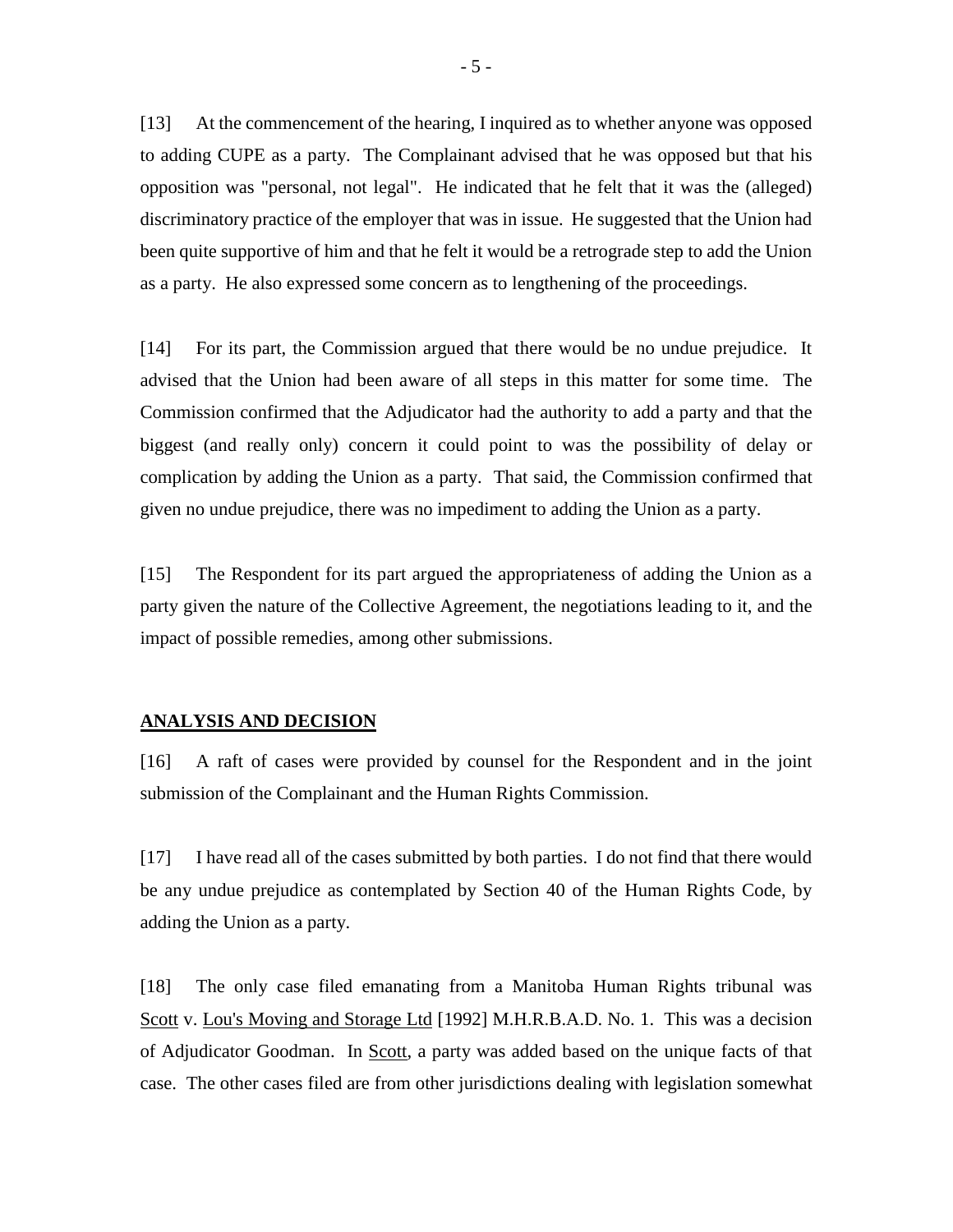[13] At the commencement of the hearing, I inquired as to whether anyone was opposed to adding CUPE as a party. The Complainant advised that he was opposed but that his opposition was "personal, not legal". He indicated that he felt that it was the (alleged) discriminatory practice of the employer that was in issue. He suggested that the Union had been quite supportive of him and that he felt it would be a retrograde step to add the Union as a party. He also expressed some concern as to lengthening of the proceedings.

[14] For its part, the Commission argued that there would be no undue prejudice. It advised that the Union had been aware of all steps in this matter for some time. The Commission confirmed that the Adjudicator had the authority to add a party and that the biggest (and really only) concern it could point to was the possibility of delay or complication by adding the Union as a party. That said, the Commission confirmed that given no undue prejudice, there was no impediment to adding the Union as a party.

[15] The Respondent for its part argued the appropriateness of adding the Union as a party given the nature of the Collective Agreement, the negotiations leading to it, and the impact of possible remedies, among other submissions.

## ANALYSIS AND DECISION

[16] A raft of cases were provided by counsel for the Respondent and in the joint submission of the Complainant and the Human Rights Commission.

[17] I have read all of the cases submitted by both parties. I do not find that there would be any undue prejudice as contemplated by Section 40 of the Human Rights Code, by adding the Union as a party.

[18] The only case filed emanating from a Manitoba Human Rights tribunal was Scott v. Lou's Moving and Storage Ltd [1992] M.H.R.B.A.D. No. 1. This was a decision of Adjudicator Goodman. In Scott, a party was added based on the unique facts of that case. The other cases filed are from other jurisdictions dealing with legislation somewhat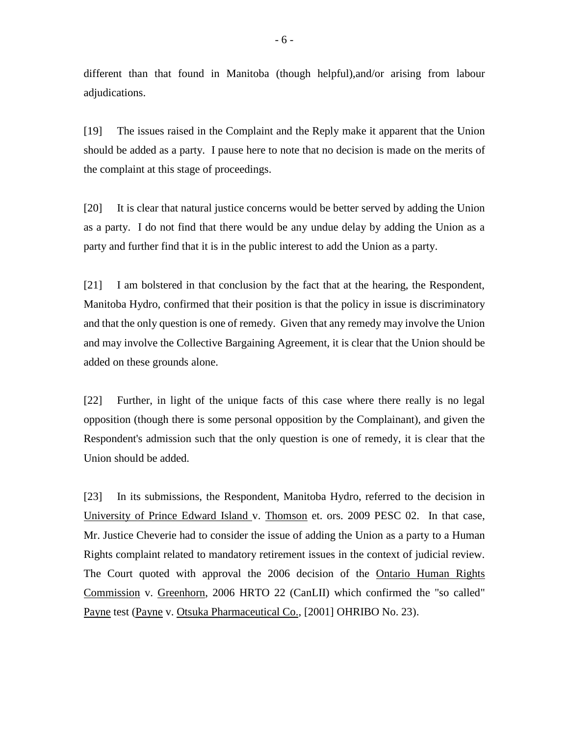different than that found in Manitoba (though helpful),and/or arising from labour adjudications.

[19] The issues raised in the Complaint and the Reply make it apparent that the Union should be added as a party. I pause here to note that no decision is made on the merits of the complaint at this stage of proceedings.

[20] It is clear that natural justice concerns would be better served by adding the Union as a party. I do not find that there would be any undue delay by adding the Union as a party and further find that it is in the public interest to add the Union as a party.

[21] I am bolstered in that conclusion by the fact that at the hearing, the Respondent, Manitoba Hydro, confirmed that their position is that the policy in issue is discriminatory and that the only question is one of remedy. Given that any remedy may involve the Union and may involve the Collective Bargaining Agreement, it is clear that the Union should be added on these grounds alone.

[22] Further, in light of the unique facts of this case where there really is no legal opposition (though there is some personal opposition by the Complainant), and given the Respondent's admission such that the only question is one of remedy, it is clear that the Union should be added.

[23] In its submissions, the Respondent, Manitoba Hydro, referred to the decision in University of Prince Edward Island v. Thomson et. ors. 2009 PESC 02. In that case, Mr. Justice Cheverie had to consider the issue of adding the Union as a party to a Human Rights complaint related to mandatory retirement issues in the context of judicial review. The Court quoted with approval the 2006 decision of the Ontario Human Rights Commission v. Greenhorn, 2006 HRTO 22 (CanLII) which confirmed the "so called" Payne test (Payne v. Otsuka Pharmaceutical Co., [2001] OHRIBO No. 23).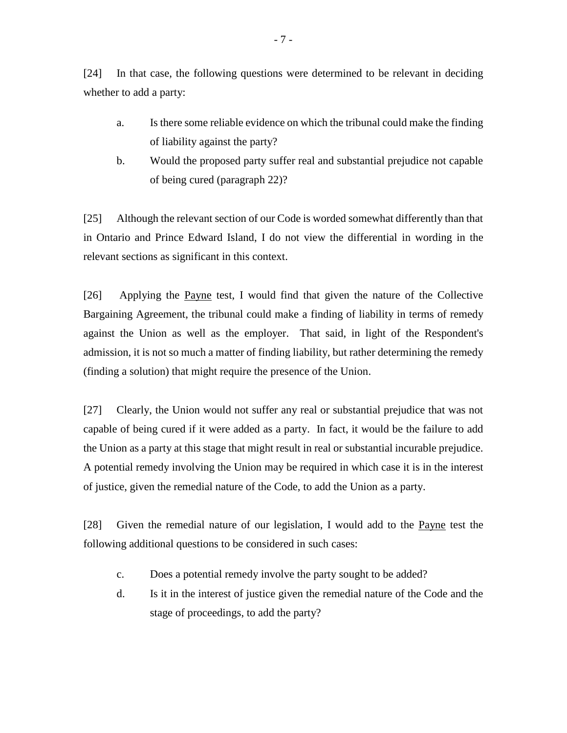[24] In that case, the following questions were determined to be relevant in deciding whether to add a party:

a. Is there some reliable evidence on which the tribunal could make the finding of liability against the party?

b. Would the proposed party suffer real and substantial prejudice not capable of being cured (paragraph 22)?

[25] Although the relevant section of our Code is worded somewhat differently than that in Ontario and Prince Edward Island, I do not view the differential in wording in the relevant sections as significant in this context.

[26] Applying the <u>Payne</u> test, I would find that given the nature of the Collective Bargaining Agreement, the tribunal could make a finding of liability in terms of remedy against the Union as well as the employer. That said, in light of the Respondent's admission, it is not so much a matter of finding liability, but rather determining the remedy (finding a solution) that might require the presence of the Union.

[27] Clearly, the Union would not suffer any real or substantial prejudice that was not capable of being cured if it were added as a party. In fact, it would be the failure to add the Union as a party at this stage that might result in real or substantial incurable prejudice. A potential remedy involving the Union may be required in which case it is in the interest of justice, given the remedial nature of the Code, to add the Union as a party.

[28] Given the remedial nature of our legislation, I would add to the <u>Payne</u> test the following additional questions to be considered in such cases:

c. Does a potential remedy involve the party sought to be added?

d. Is it in the interest of justice given the remedial nature of the Code and the stage of proceedings, to add the party?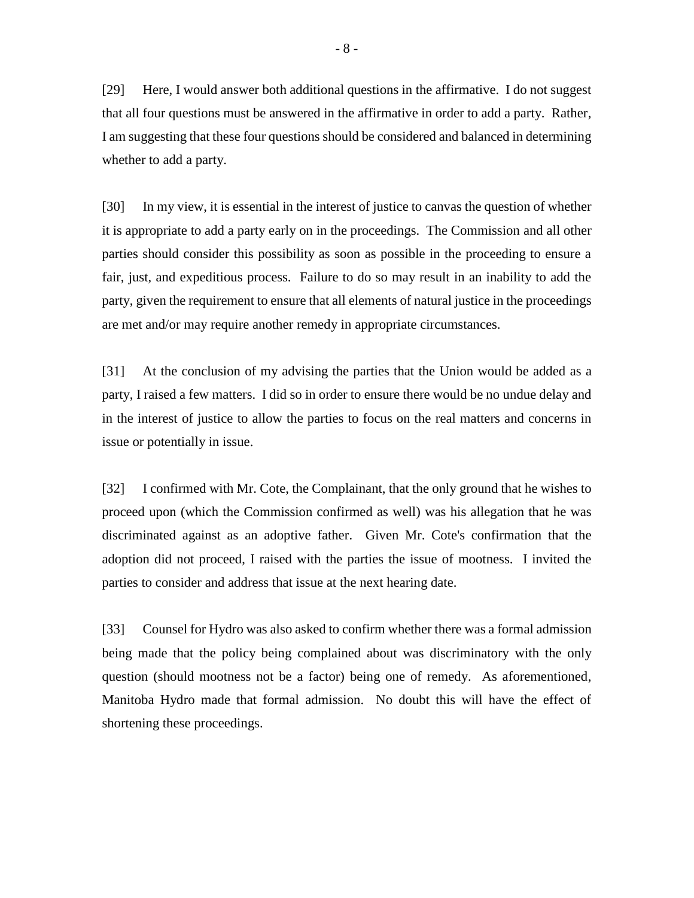[29] Here, I would answer both additional questions in the affirmative. I do not suggest that all four questions must be answered in the affirmative in order to add a party. Rather, I am suggesting that these four questions should be considered and balanced in determining whether to add a party.

[30] In my view, it is essential in the interest of justice to canvas the question of whether it is appropriate to add a party early on in the proceedings. The Commission and all other parties should consider this possibility as soon as possible in the proceeding to ensure a fair, just, and expeditious process. Failure to do so may result in an inability to add the party, given the requirement to ensure that all elements of natural justice in the proceedings are met and/or may require another remedy in appropriate circumstances.

[31] At the conclusion of my advising the parties that the Union would be added as a party, I raised a few matters. I did so in order to ensure there would be no undue delay and in the interest of justice to allow the parties to focus on the real matters and concerns in issue or potentially in issue.

[32] I confirmed with Mr. Cote, the Complainant, that the only ground that he wishes to proceed upon (which the Commission confirmed as well) was his allegation that he was discriminated against as an adoptive father. Given Mr. Cote's confirmation that the adoption did not proceed, I raised with the parties the issue of mootness. I invited the parties to consider and address that issue at the next hearing date.

[33] Counsel for Hydro was also asked to confirm whether there was a formal admission being made that the policy being complained about was discriminatory with the only question (should mootness not be a factor) being one of remedy. As aforementioned, Manitoba Hydro made that formal admission. No doubt this will have the effect of shortening these proceedings.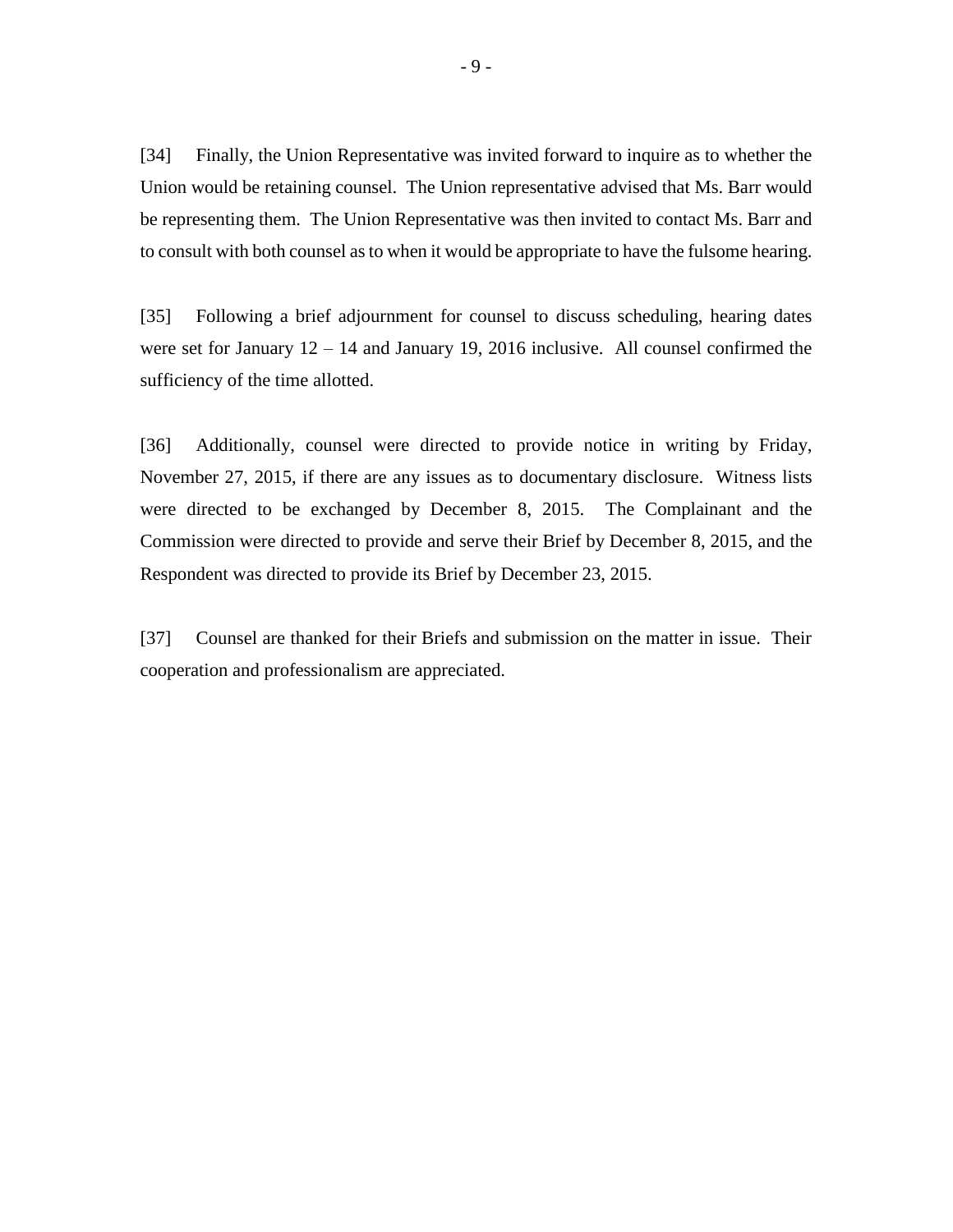[34] Finally, the Union Representative was invited forward to inquire as to whether the Union would be retaining counsel. The Union representative advised that Ms. Barr would be representing them. The Union Representative was then invited to contact Ms. Barr and to consult with both counsel as to when it would be appropriate to have the fulsome hearing.

[35] Following a brief adjournment for counsel to discuss scheduling, hearing dates were set for January 12 – 14 and January 19, 2016 inclusive. All counsel confirmed the sufficiency of the time allotted.

[36] Additionally, counsel were directed to provide notice in writing by Friday, November 27, 2015, if there are any issues as to documentary disclosure. Witness lists were directed to be exchanged by December 8, 2015. The Complainant and the Commission were directed to provide and serve their Brief by December 8, 2015, and the Respondent was directed to provide its Brief by December 23, 2015.

[37] Counsel are thanked for their Briefs and submission on the matter in issue. Their cooperation and professionalism are appreciated.